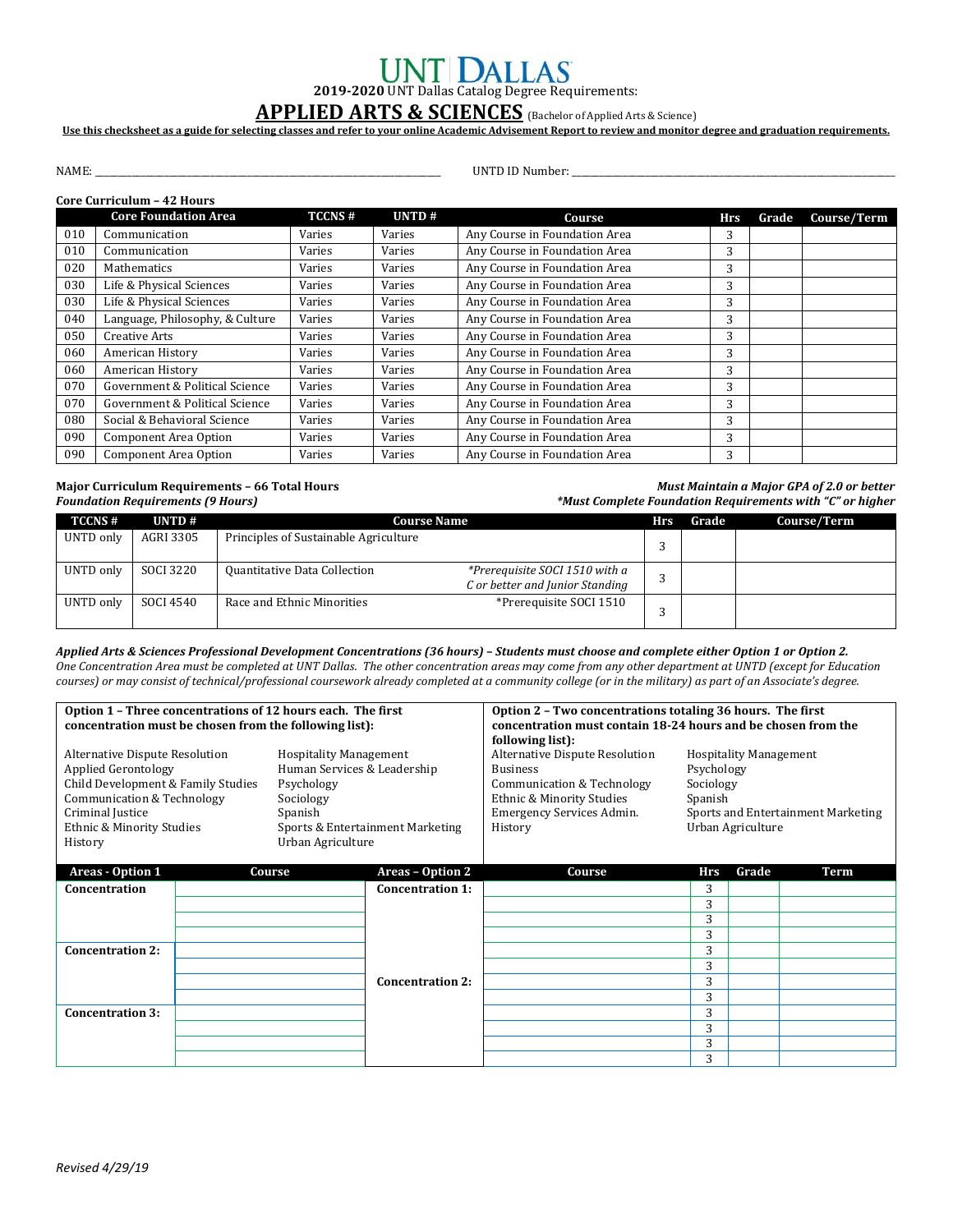# UNT DALLAS

**2019-2020** UNT Dallas Catalog Degree Requirements:

## APPLIED ARTS & SCIENCES (Bachelor of Applied Arts & Science)

**Use this checksheet as a guide for selecting classes and refer to your online Academic Advisement Report to review and monitor degree and graduation requirements.**

NAME: ______________________________ UNTD ID Number: ______________________________

**Core Curriculum – 42 Hours**

| | Core Foundation Area | TCCNS # | UNTD # | Course | Hrs | Grade | Course/Term |
|---|---|---|---|---|---|---|---|
| 010 | Communication | Varies | Varies | Any Course in Foundation Area | 3 | | |
| 010 | Communication | Varies | Varies | Any Course in Foundation Area | 3 | | |
| 020 | Mathematics | Varies | Varies | Any Course in Foundation Area | 3 | | |
| 030 | Life & Physical Sciences | Varies | Varies | Any Course in Foundation Area | 3 | | |
| 030 | Life & Physical Sciences | Varies | Varies | Any Course in Foundation Area | 3 | | |
| 040 | Language, Philosophy, & Culture | Varies | Varies | Any Course in Foundation Area | 3 | | |
| 050 | Creative Arts | Varies | Varies | Any Course in Foundation Area | 3 | | |
| 060 | American History | Varies | Varies | Any Course in Foundation Area | 3 | | |
| 060 | American History | Varies | Varies | Any Course in Foundation Area | 3 | | |
| 070 | Government & Political Science | Varies | Varies | Any Course in Foundation Area | 3 | | |
| 070 | Government & Political Science | Varies | Varies | Any Course in Foundation Area | 3 | | |
| 080 | Social & Behavioral Science | Varies | Varies | Any Course in Foundation Area | 3 | | |
| 090 | Component Area Option | Varies | Varies | Any Course in Foundation Area | 3 | | |
| 090 | Component Area Option | Varies | Varies | Any Course in Foundation Area | 3 | | |

**Major Curriculum Requirements – 66 Total Hours**
***Foundation Requirements (9 Hours)***

***Must Maintain a Major GPA of 2.0 or better***
****Must Complete Foundation Requirements with "C" or higher***

| TCCNS # | UNTD # | Course Name | | Hrs | Grade | Course/Term |
|---|---|---|---|---|---|---|
| UNTD only | AGRI 3305 | Principles of Sustainable Agriculture | | 3 | | |
| UNTD only | SOCI 3220 | Quantitative Data Collection | *\*Prerequisite SOCI 1510 with a C or better and Junior Standing* | 3 | | |
| UNTD only | SOCI 4540 | Race and Ethnic Minorities | \*Prerequisite SOCI 1510 | 3 | | |

***Applied Arts & Sciences Professional Development Concentrations (36 hours) – Students must choose and complete either Option 1 or Option 2.***
*One Concentration Area must be completed at UNT Dallas. The other concentration areas may come from any other department at UNTD (except for Education courses) or may consist of technical/professional coursework already completed at a community college (or in the military) as part of an Associate's degree.*

**Option 1 – Three concentrations of 12 hours each. The first concentration must be chosen from the following list):**

- Alternative Dispute Resolution
- Applied Gerontology
- Child Development & Family Studies
- Communication & Technology
- Criminal Justice
- Ethnic & Minority Studies
- History
- Hospitality Management
- Human Services & Leadership
- Psychology
- Sociology
- Spanish
- Sports & Entertainment Marketing
- Urban Agriculture

**Option 2 – Two concentrations totaling 36 hours. The first concentration must contain 18-24 hours and be chosen from the following list):**

- Alternative Dispute Resolution
- Business
- Communication & Technology
- Ethnic & Minority Studies
- Emergency Services Admin.
- History
- Hospitality Management
- Psychology
- Sociology
- Spanish
- Sports and Entertainment Marketing
- Urban Agriculture

| Areas - Option 1 | Course | Areas – Option 2 | Course | Hrs | Grade | Term |
|---|---|---|---|---|---|---|
| **Concentration** | | **Concentration 1:** | | 3 | | |
| | | | | 3 | | |
| | | | | 3 | | |
| | | | | 3 | | |
| **Concentration 2:** | | | | 3 | | |
| | | | | 3 | | |
| | | **Concentration 2:** | | 3 | | |
| | | | | 3 | | |
| **Concentration 3:** | | | | 3 | | |
| | | | | 3 | | |
| | | | | 3 | | |
| | | | | 3 | | |

*Revised 4/29/19*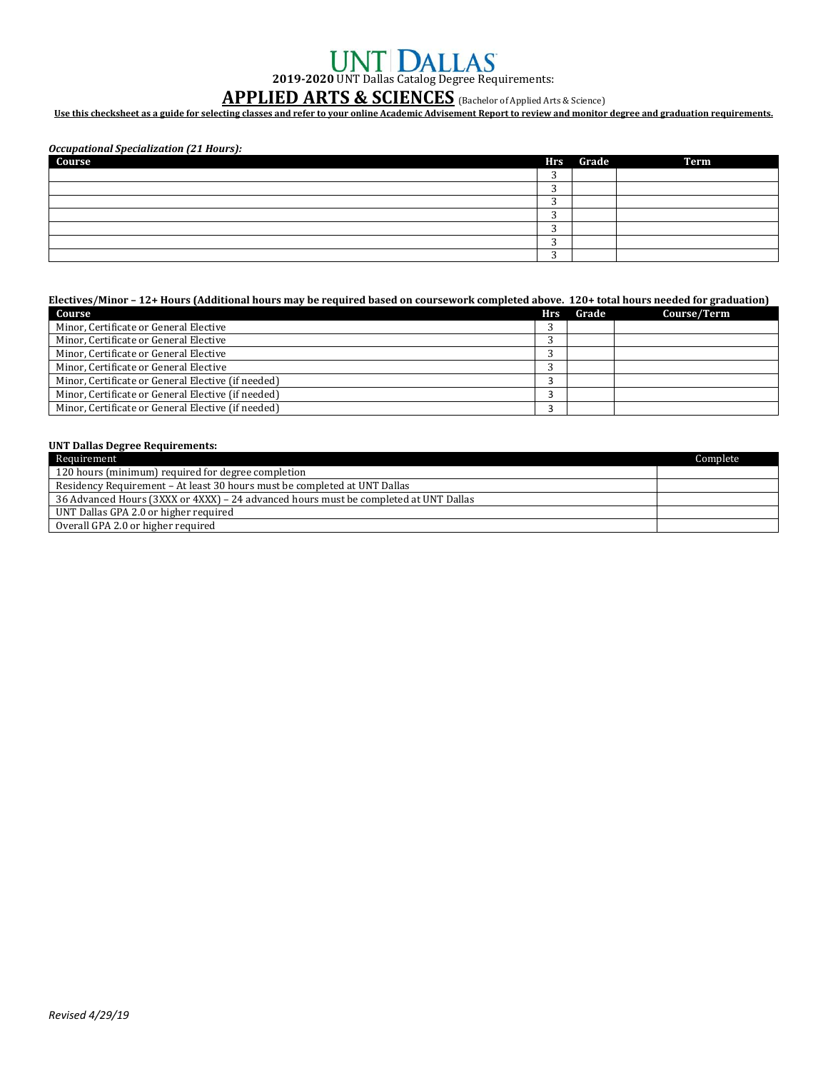# UNT DALLAS

**2019-2020** UNT Dallas Catalog Degree Requirements:

## APPLIED ARTS & SCIENCES (Bachelor of Applied Arts & Science)

**Use this checksheet as a guide for selecting classes and refer to your online Academic Advisement Report to review and monitor degree and graduation requirements.**

***Occupational Specialization (21 Hours):***

| Course | Hrs | Grade | Term |
|---|---|---|---|
| | 3 | | |
| | 3 | | |
| | 3 | | |
| | 3 | | |
| | 3 | | |
| | 3 | | |
| | 3 | | |

**Electives/Minor – 12+ Hours (Additional hours may be required based on coursework completed above. 120+ total hours needed for graduation)**

| Course | Hrs | Grade | Course/Term |
|---|---|---|---|
| Minor, Certificate or General Elective | 3 | | |
| Minor, Certificate or General Elective | 3 | | |
| Minor, Certificate or General Elective | 3 | | |
| Minor, Certificate or General Elective | 3 | | |
| Minor, Certificate or General Elective (if needed) | 3 | | |
| Minor, Certificate or General Elective (if needed) | 3 | | |
| Minor, Certificate or General Elective (if needed) | 3 | | |

**UNT Dallas Degree Requirements:**

| Requirement | Complete |
|---|---|
| 120 hours (minimum) required for degree completion | |
| Residency Requirement – At least 30 hours must be completed at UNT Dallas | |
| 36 Advanced Hours (3XXX or 4XXX) – 24 advanced hours must be completed at UNT Dallas | |
| UNT Dallas GPA 2.0 or higher required | |
| Overall GPA 2.0 or higher required | |

*Revised 4/29/19*